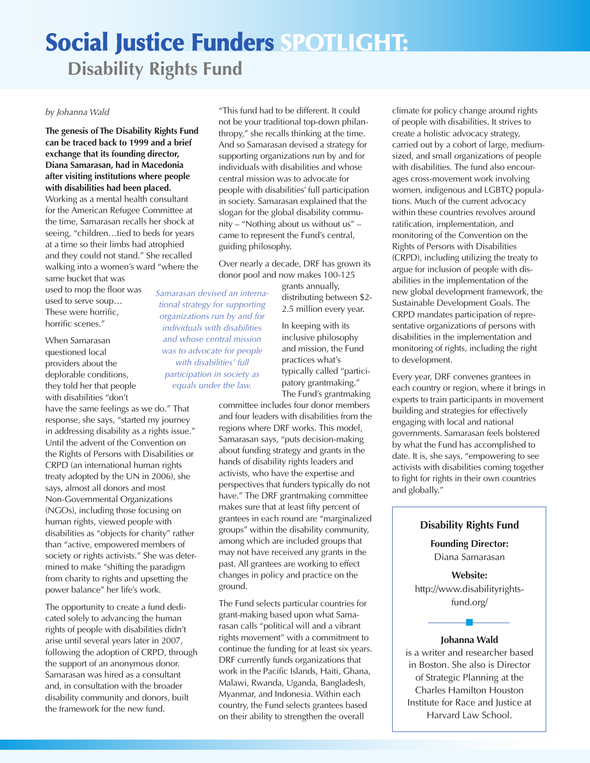# Social Justice Funders SPOTLIGHT:

## Disability Rights Fund

*by Johanna Wald*

**The genesis of The Disability Rights Fund can be traced back to 1999 and a brief exchange that its founding director, Diana Samarasan, had in Macedonia after visiting institutions where people with disabilities had been placed.** Working as a mental health consultant for the American Refugee Committee at the time, Samarasan recalls her shock at seeing, "children…tied to beds for years at a time so their limbs had atrophied and they could not stand." She recalled walking into a women's ward "where the same bucket that was used to mop the floor was used to serve soup… These were horrific, horrific scenes."

When Samarasan questioned local providers about the deplorable conditions, they told her that people with disabilities "don't have the same feelings as we do." That response, she says, "started my journey in addressing disability as a rights issue." Until the advent of the Convention on the Rights of Persons with Disabilities or CRPD (an international human rights treaty adopted by the UN in 2006), she says, almost all donors and most Non-Governmental Organizations (NGOs), including those focusing on human rights, viewed people with disabilities as "objects for charity" rather than "active, empowered members of society or rights activists." She was determined to make "shifting the paradigm from charity to rights and upsetting the power balance" her life's work.

The opportunity to create a fund dedicated solely to advancing the human rights of people with disabilities didn't arise until several years later in 2007, following the adoption of CRPD, through the support of an anonymous donor. Samarasan was hired as a consultant and, in consultation with the broader disability community and donors, built the framework for the new fund.

"This fund had to be different. It could not be your traditional top-down philanthropy," she recalls thinking at the time. And so Samarasan devised a strategy for supporting organizations run by and for individuals with disabilities and whose central mission was to advocate for people with disabilities' full participation in society. Samarasan explained that the slogan for the global disability community – "Nothing about us without us" – came to represent the Fund's central, guiding philosophy.

*Samarasan devised an international strategy for supporting organizations run by and for individuals with disabilities and whose central mission was to advocate for people with disabilities' full participation in society as equals under the law.*

Over nearly a decade, DRF has grown its donor pool and now makes 100-125 grants annually, distributing between $2-2.5 million every year.

In keeping with its inclusive philosophy and mission, the Fund practices what's typically called "participatory grantmaking." The Fund's grantmaking committee includes four donor members and four leaders with disabilities from the regions where DRF works. This model, Samarasan says, "puts decision-making about funding strategy and grants in the hands of disability rights leaders and activists, who have the expertise and perspectives that funders typically do not have." The DRF grantmaking committee makes sure that at least fifty percent of grantees in each round are "marginalized groups" within the disability community, among which are included groups that may not have received any grants in the past. All grantees are working to effect changes in policy and practice on the ground.

The Fund selects particular countries for grant-making based upon what Samarasan calls "political will and a vibrant rights movement" with a commitment to continue the funding for at least six years. DRF currently funds organizations that work in the Pacific Islands, Haiti, Ghana, Malawi, Rwanda, Uganda, Bangladesh, Myanmar, and Indonesia. Within each country, the Fund selects grantees based on their ability to strengthen the overall climate for policy change around rights of people with disabilities. It strives to create a holistic advocacy strategy, carried out by a cohort of large, medium-sized, and small organizations of people with disabilities. The fund also encourages cross-movement work involving women, indigenous and LGBTQ populations. Much of the current advocacy within these countries revolves around ratification, implementation, and monitoring of the Convention on the Rights of Persons with Disabilities (CRPD), including utilizing the treaty to argue for inclusion of people with disabilities in the implementation of the new global development framework, the Sustainable Development Goals. The CRPD mandates participation of representative organizations of persons with disabilities in the implementation and monitoring of rights, including the right to development.

Every year, DRF convenes grantees in each country or region, where it brings in experts to train participants in movement building and strategies for effectively engaging with local and national governments. Samarasan feels bolstered by what the Fund has accomplished to date. It is, she says, "empowering to see activists with disabilities coming together to fight for rights in their own countries and globally."

---

**Disability Rights Fund**

**Founding Director:**
Diana Samarasan

**Website:**
http://www.disabilityrightsfund.org/

**Johanna Wald** is a writer and researcher based in Boston. She also is Director of Strategic Planning at the Charles Hamilton Houston Institute for Race and Justice at Harvard Law School.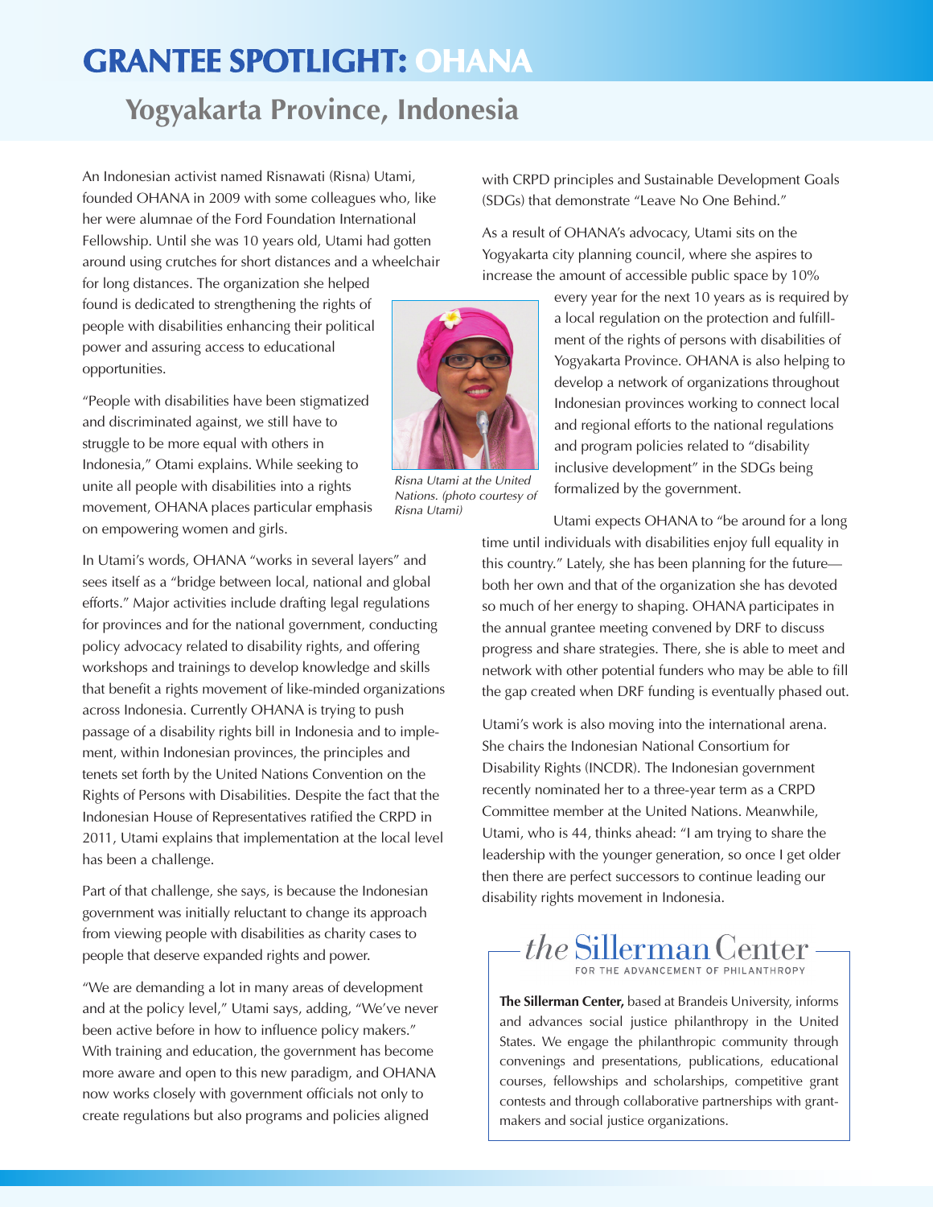# GRANTEE SPOTLIGHT: OHANA

## Yogyakarta Province, Indonesia

An Indonesian activist named Risnawati (Risna) Utami, founded OHANA in 2009 with some colleagues who, like her were alumnae of the Ford Foundation International Fellowship. Until she was 10 years old, Utami had gotten around using crutches for short distances and a wheelchair for long distances. The organization she helped found is dedicated to strengthening the rights of people with disabilities enhancing their political power and assuring access to educational opportunities.

"People with disabilities have been stigmatized and discriminated against, we still have to struggle to be more equal with others in Indonesia," Otami explains. While seeking to unite all people with disabilities into a rights movement, OHANA places particular emphasis on empowering women and girls.

*Risna Utami at the United Nations. (photo courtesy of Risna Utami)*

In Utami's words, OHANA "works in several layers" and sees itself as a "bridge between local, national and global efforts." Major activities include drafting legal regulations for provinces and for the national government, conducting policy advocacy related to disability rights, and offering workshops and trainings to develop knowledge and skills that benefit a rights movement of like-minded organizations across Indonesia. Currently OHANA is trying to push passage of a disability rights bill in Indonesia and to implement, within Indonesian provinces, the principles and tenets set forth by the United Nations Convention on the Rights of Persons with Disabilities. Despite the fact that the Indonesian House of Representatives ratified the CRPD in 2011, Utami explains that implementation at the local level has been a challenge.

Part of that challenge, she says, is because the Indonesian government was initially reluctant to change its approach from viewing people with disabilities as charity cases to people that deserve expanded rights and power.

"We are demanding a lot in many areas of development and at the policy level," Utami says, adding, "We've never been active before in how to influence policy makers." With training and education, the government has become more aware and open to this new paradigm, and OHANA now works closely with government officials not only to create regulations but also programs and policies aligned with CRPD principles and Sustainable Development Goals (SDGs) that demonstrate "Leave No One Behind."

As a result of OHANA's advocacy, Utami sits on the Yogyakarta city planning council, where she aspires to increase the amount of accessible public space by 10% every year for the next 10 years as is required by a local regulation on the protection and fulfillment of the rights of persons with disabilities of Yogyakarta Province. OHANA is also helping to develop a network of organizations throughout Indonesian provinces working to connect local and regional efforts to the national regulations and program policies related to "disability inclusive development" in the SDGs being formalized by the government.

Utami expects OHANA to "be around for a long time until individuals with disabilities enjoy full equality in this country." Lately, she has been planning for the future—both her own and that of the organization she has devoted so much of her energy to shaping. OHANA participates in the annual grantee meeting convened by DRF to discuss progress and share strategies. There, she is able to meet and network with other potential funders who may be able to fill the gap created when DRF funding is eventually phased out.

Utami's work is also moving into the international arena. She chairs the Indonesian National Consortium for Disability Rights (INCDR). The Indonesian government recently nominated her to a three-year term as a CRPD Committee member at the United Nations. Meanwhile, Utami, who is 44, thinks ahead: "I am trying to share the leadership with the younger generation, so once I get older then there are perfect successors to continue leading our disability rights movement in Indonesia.

**the Sillerman Center**
FOR THE ADVANCEMENT OF PHILANTHROPY

**The Sillerman Center,** based at Brandeis University, informs and advances social justice philanthropy in the United States. We engage the philanthropic community through convenings and presentations, publications, educational courses, fellowships and scholarships, competitive grant contests and through collaborative partnerships with grantmakers and social justice organizations.